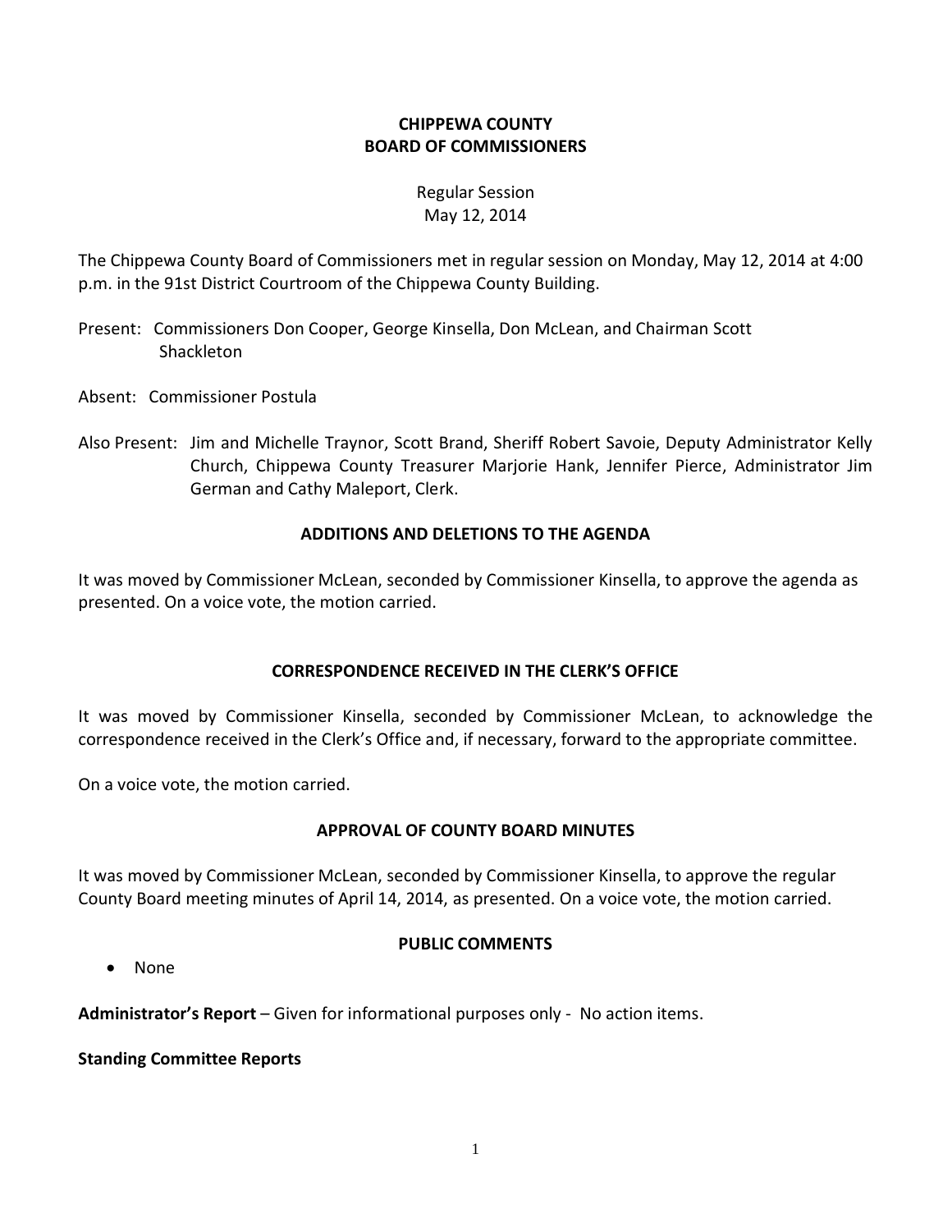# CHIPPEWA COUNTY
# BOARD OF COMMISSIONERS

Regular Session
May 12, 2014

The Chippewa County Board of Commissioners met in regular session on Monday, May 12, 2014 at 4:00 p.m. in the 91st District Courtroom of the Chippewa County Building.

Present: Commissioners Don Cooper, George Kinsella, Don McLean, and Chairman Scott Shackleton

Absent: Commissioner Postula

Also Present: Jim and Michelle Traynor, Scott Brand, Sheriff Robert Savoie, Deputy Administrator Kelly Church, Chippewa County Treasurer Marjorie Hank, Jennifer Pierce, Administrator Jim German and Cathy Maleport, Clerk.

## ADDITIONS AND DELETIONS TO THE AGENDA

It was moved by Commissioner McLean, seconded by Commissioner Kinsella, to approve the agenda as presented. On a voice vote, the motion carried.

## CORRESPONDENCE RECEIVED IN THE CLERK'S OFFICE

It was moved by Commissioner Kinsella, seconded by Commissioner McLean, to acknowledge the correspondence received in the Clerk's Office and, if necessary, forward to the appropriate committee.

On a voice vote, the motion carried.

## APPROVAL OF COUNTY BOARD MINUTES

It was moved by Commissioner McLean, seconded by Commissioner Kinsella, to approve the regular County Board meeting minutes of April 14, 2014, as presented. On a voice vote, the motion carried.

## PUBLIC COMMENTS

- None

**Administrator's Report** – Given for informational purposes only - No action items.

**Standing Committee Reports**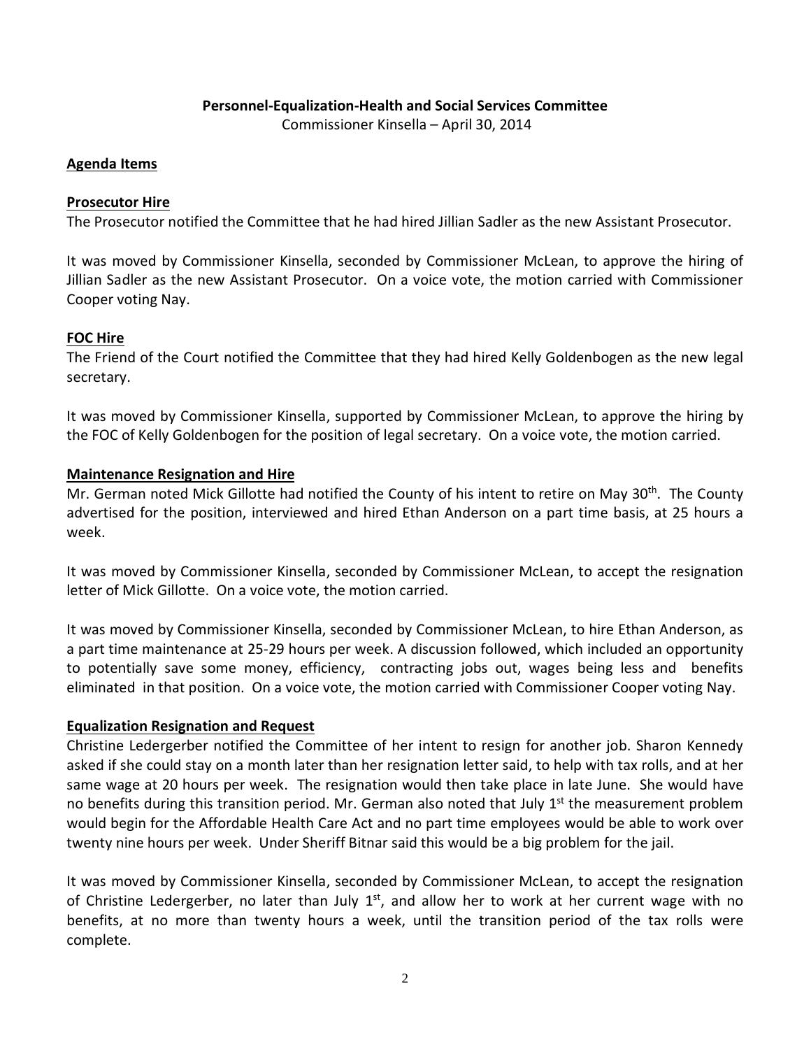**Personnel-Equalization-Health and Social Services Committee**

Commissioner Kinsella – April 30, 2014

**Agenda Items**

**Prosecutor Hire**

The Prosecutor notified the Committee that he had hired Jillian Sadler as the new Assistant Prosecutor.

It was moved by Commissioner Kinsella, seconded by Commissioner McLean, to approve the hiring of Jillian Sadler as the new Assistant Prosecutor. On a voice vote, the motion carried with Commissioner Cooper voting Nay.

**FOC Hire**

The Friend of the Court notified the Committee that they had hired Kelly Goldenbogen as the new legal secretary.

It was moved by Commissioner Kinsella, supported by Commissioner McLean, to approve the hiring by the FOC of Kelly Goldenbogen for the position of legal secretary. On a voice vote, the motion carried.

**Maintenance Resignation and Hire**

Mr. German noted Mick Gillotte had notified the County of his intent to retire on May 30th. The County advertised for the position, interviewed and hired Ethan Anderson on a part time basis, at 25 hours a week.

It was moved by Commissioner Kinsella, seconded by Commissioner McLean, to accept the resignation letter of Mick Gillotte. On a voice vote, the motion carried.

It was moved by Commissioner Kinsella, seconded by Commissioner McLean, to hire Ethan Anderson, as a part time maintenance at 25-29 hours per week. A discussion followed, which included an opportunity to potentially save some money, efficiency, contracting jobs out, wages being less and benefits eliminated in that position. On a voice vote, the motion carried with Commissioner Cooper voting Nay.

**Equalization Resignation and Request**

Christine Ledergerber notified the Committee of her intent to resign for another job. Sharon Kennedy asked if she could stay on a month later than her resignation letter said, to help with tax rolls, and at her same wage at 20 hours per week. The resignation would then take place in late June. She would have no benefits during this transition period. Mr. German also noted that July 1st the measurement problem would begin for the Affordable Health Care Act and no part time employees would be able to work over twenty nine hours per week. Under Sheriff Bitnar said this would be a big problem for the jail.

It was moved by Commissioner Kinsella, seconded by Commissioner McLean, to accept the resignation of Christine Ledergerber, no later than July 1st, and allow her to work at her current wage with no benefits, at no more than twenty hours a week, until the transition period of the tax rolls were complete.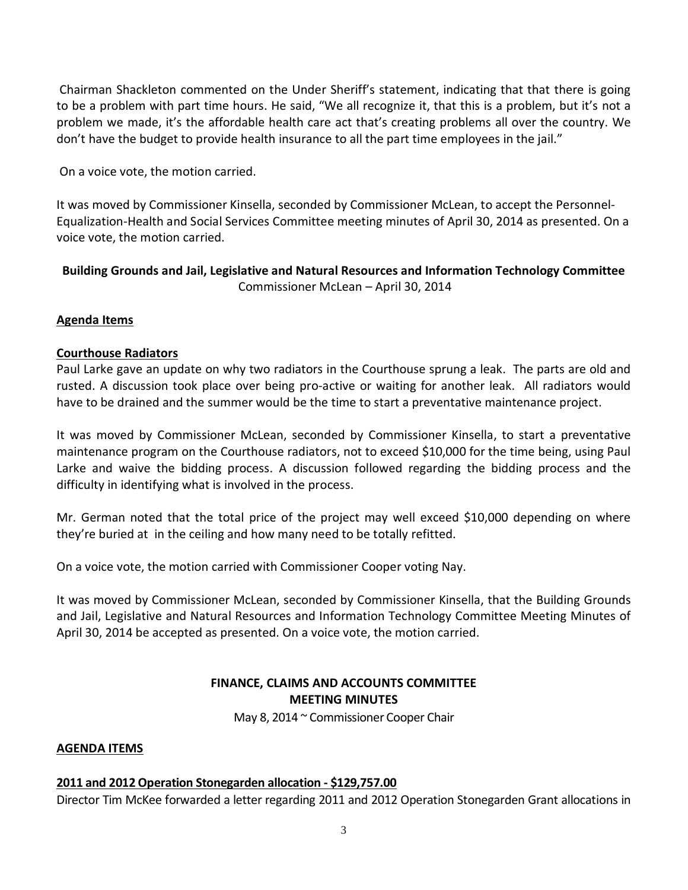Chairman Shackleton commented on the Under Sheriff's statement, indicating that that there is going to be a problem with part time hours. He said, "We all recognize it, that this is a problem, but it's not a problem we made, it's the affordable health care act that's creating problems all over the country. We don't have the budget to provide health insurance to all the part time employees in the jail."

On a voice vote, the motion carried.

It was moved by Commissioner Kinsella, seconded by Commissioner McLean, to accept the Personnel-Equalization-Health and Social Services Committee meeting minutes of April 30, 2014 as presented. On a voice vote, the motion carried.

**Building Grounds and Jail, Legislative and Natural Resources and Information Technology Committee**
Commissioner McLean – April 30, 2014

**Agenda Items**

**Courthouse Radiators**
Paul Larke gave an update on why two radiators in the Courthouse sprung a leak. The parts are old and rusted. A discussion took place over being pro-active or waiting for another leak. All radiators would have to be drained and the summer would be the time to start a preventative maintenance project.

It was moved by Commissioner McLean, seconded by Commissioner Kinsella, to start a preventative maintenance program on the Courthouse radiators, not to exceed $10,000 for the time being, using Paul Larke and waive the bidding process. A discussion followed regarding the bidding process and the difficulty in identifying what is involved in the process.

Mr. German noted that the total price of the project may well exceed $10,000 depending on where they're buried at in the ceiling and how many need to be totally refitted.

On a voice vote, the motion carried with Commissioner Cooper voting Nay.

It was moved by Commissioner McLean, seconded by Commissioner Kinsella, that the Building Grounds and Jail, Legislative and Natural Resources and Information Technology Committee Meeting Minutes of April 30, 2014 be accepted as presented. On a voice vote, the motion carried.

## FINANCE, CLAIMS AND ACCOUNTS COMMITTEE MEETING MINUTES

May 8, 2014 ~ Commissioner Cooper Chair

**AGENDA ITEMS**

**2011 and 2012 Operation Stonegarden allocation - $129,757.00**
Director Tim McKee forwarded a letter regarding 2011 and 2012 Operation Stonegarden Grant allocations in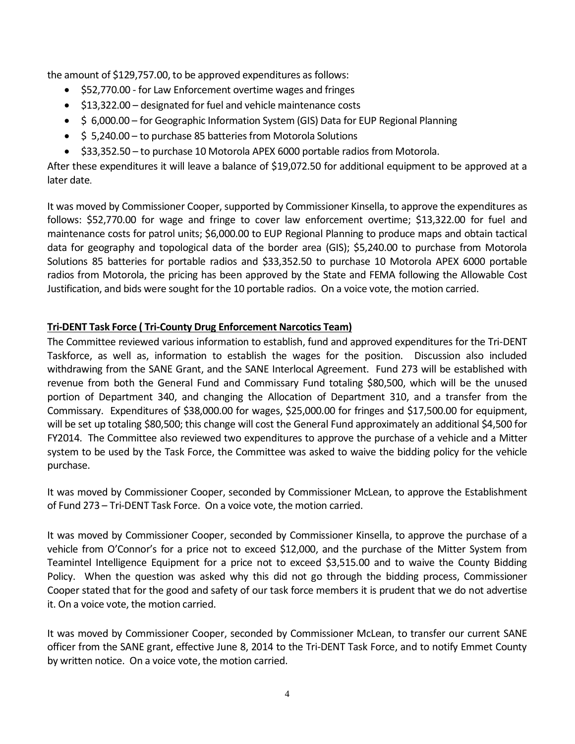the amount of $129,757.00, to be approved expenditures as follows:

- $52,770.00 - for Law Enforcement overtime wages and fringes
- $13,322.00 – designated for fuel and vehicle maintenance costs
- $ 6,000.00 – for Geographic Information System (GIS) Data for EUP Regional Planning
- $ 5,240.00 – to purchase 85 batteries from Motorola Solutions
- $33,352.50 – to purchase 10 Motorola APEX 6000 portable radios from Motorola.

After these expenditures it will leave a balance of $19,072.50 for additional equipment to be approved at a later date.

It was moved by Commissioner Cooper, supported by Commissioner Kinsella, to approve the expenditures as follows: $52,770.00 for wage and fringe to cover law enforcement overtime; $13,322.00 for fuel and maintenance costs for patrol units; $6,000.00 to EUP Regional Planning to produce maps and obtain tactical data for geography and topological data of the border area (GIS); $5,240.00 to purchase from Motorola Solutions 85 batteries for portable radios and $33,352.50 to purchase 10 Motorola APEX 6000 portable radios from Motorola, the pricing has been approved by the State and FEMA following the Allowable Cost Justification, and bids were sought for the 10 portable radios. On a voice vote, the motion carried.

**Tri-DENT Task Force ( Tri-County Drug Enforcement Narcotics Team)**

The Committee reviewed various information to establish, fund and approved expenditures for the Tri-DENT Taskforce, as well as, information to establish the wages for the position. Discussion also included withdrawing from the SANE Grant, and the SANE Interlocal Agreement. Fund 273 will be established with revenue from both the General Fund and Commissary Fund totaling $80,500, which will be the unused portion of Department 340, and changing the Allocation of Department 310, and a transfer from the Commissary. Expenditures of $38,000.00 for wages, $25,000.00 for fringes and $17,500.00 for equipment, will be set up totaling $80,500; this change will cost the General Fund approximately an additional $4,500 for FY2014. The Committee also reviewed two expenditures to approve the purchase of a vehicle and a Mitter system to be used by the Task Force, the Committee was asked to waive the bidding policy for the vehicle purchase.

It was moved by Commissioner Cooper, seconded by Commissioner McLean, to approve the Establishment of Fund 273 – Tri-DENT Task Force. On a voice vote, the motion carried.

It was moved by Commissioner Cooper, seconded by Commissioner Kinsella, to approve the purchase of a vehicle from O'Connor's for a price not to exceed $12,000, and the purchase of the Mitter System from Teamintel Intelligence Equipment for a price not to exceed $3,515.00 and to waive the County Bidding Policy. When the question was asked why this did not go through the bidding process, Commissioner Cooper stated that for the good and safety of our task force members it is prudent that we do not advertise it. On a voice vote, the motion carried.

It was moved by Commissioner Cooper, seconded by Commissioner McLean, to transfer our current SANE officer from the SANE grant, effective June 8, 2014 to the Tri-DENT Task Force, and to notify Emmet County by written notice. On a voice vote, the motion carried.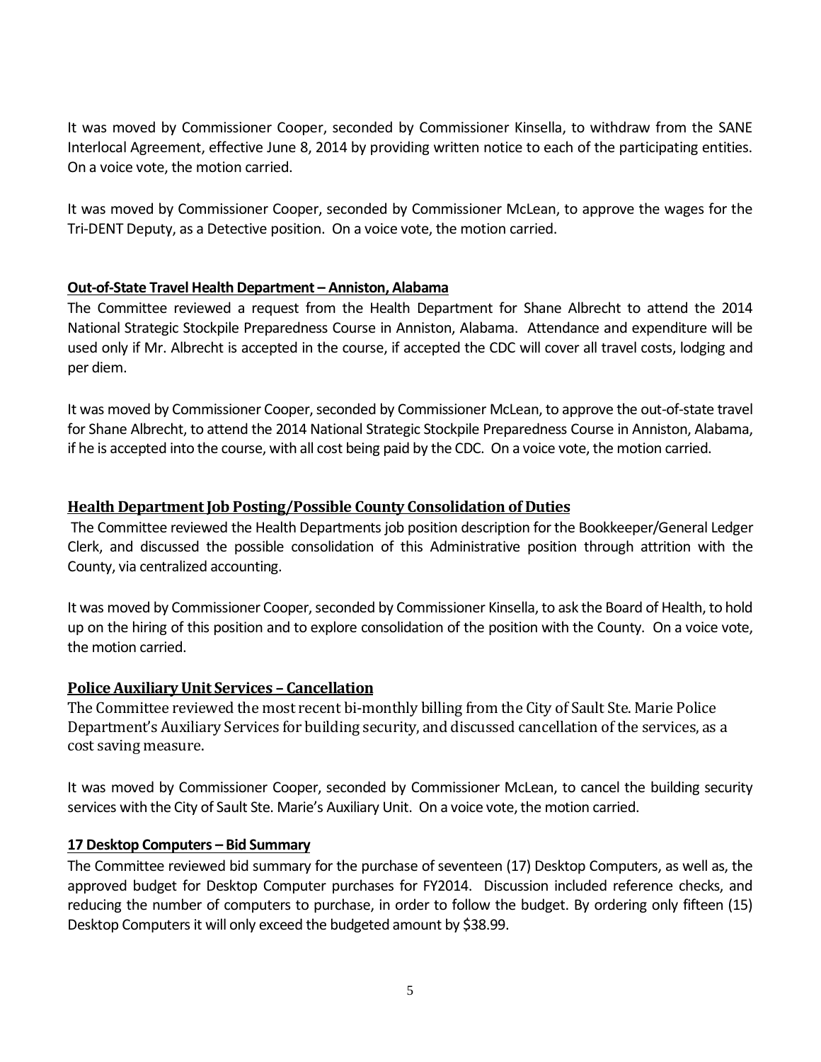It was moved by Commissioner Cooper, seconded by Commissioner Kinsella, to withdraw from the SANE Interlocal Agreement, effective June 8, 2014 by providing written notice to each of the participating entities. On a voice vote, the motion carried.

It was moved by Commissioner Cooper, seconded by Commissioner McLean, to approve the wages for the Tri-DENT Deputy, as a Detective position. On a voice vote, the motion carried.

**Out-of-State Travel Health Department – Anniston, Alabama**

The Committee reviewed a request from the Health Department for Shane Albrecht to attend the 2014 National Strategic Stockpile Preparedness Course in Anniston, Alabama. Attendance and expenditure will be used only if Mr. Albrecht is accepted in the course, if accepted the CDC will cover all travel costs, lodging and per diem.

It was moved by Commissioner Cooper, seconded by Commissioner McLean, to approve the out-of-state travel for Shane Albrecht, to attend the 2014 National Strategic Stockpile Preparedness Course in Anniston, Alabama, if he is accepted into the course, with all cost being paid by the CDC. On a voice vote, the motion carried.

**Health Department Job Posting/Possible County Consolidation of Duties**

The Committee reviewed the Health Departments job position description for the Bookkeeper/General Ledger Clerk, and discussed the possible consolidation of this Administrative position through attrition with the County, via centralized accounting.

It was moved by Commissioner Cooper, seconded by Commissioner Kinsella, to ask the Board of Health, to hold up on the hiring of this position and to explore consolidation of the position with the County. On a voice vote, the motion carried.

**Police Auxiliary Unit Services – Cancellation**

The Committee reviewed the most recent bi-monthly billing from the City of Sault Ste. Marie Police Department's Auxiliary Services for building security, and discussed cancellation of the services, as a cost saving measure.

It was moved by Commissioner Cooper, seconded by Commissioner McLean, to cancel the building security services with the City of Sault Ste. Marie's Auxiliary Unit. On a voice vote, the motion carried.

**17 Desktop Computers – Bid Summary**

The Committee reviewed bid summary for the purchase of seventeen (17) Desktop Computers, as well as, the approved budget for Desktop Computer purchases for FY2014. Discussion included reference checks, and reducing the number of computers to purchase, in order to follow the budget. By ordering only fifteen (15) Desktop Computers it will only exceed the budgeted amount by $38.99.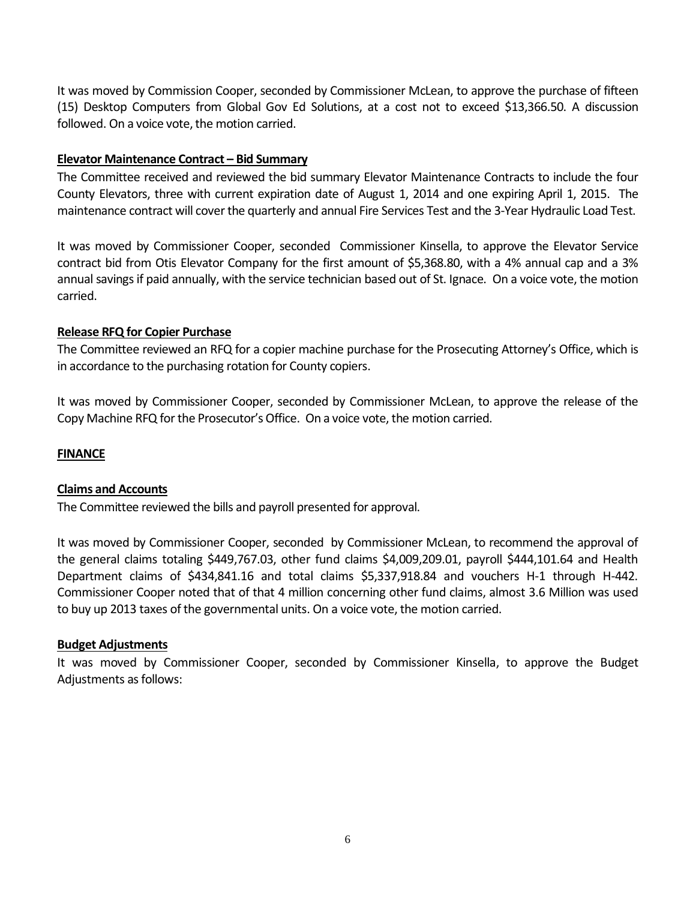It was moved by Commission Cooper, seconded by Commissioner McLean, to approve the purchase of fifteen (15) Desktop Computers from Global Gov Ed Solutions, at a cost not to exceed $13,366.50. A discussion followed. On a voice vote, the motion carried.

**Elevator Maintenance Contract – Bid Summary**

The Committee received and reviewed the bid summary Elevator Maintenance Contracts to include the four County Elevators, three with current expiration date of August 1, 2014 and one expiring April 1, 2015. The maintenance contract will cover the quarterly and annual Fire Services Test and the 3-Year Hydraulic Load Test.

It was moved by Commissioner Cooper, seconded Commissioner Kinsella, to approve the Elevator Service contract bid from Otis Elevator Company for the first amount of $5,368.80, with a 4% annual cap and a 3% annual savings if paid annually, with the service technician based out of St. Ignace. On a voice vote, the motion carried.

**Release RFQ for Copier Purchase**

The Committee reviewed an RFQ for a copier machine purchase for the Prosecuting Attorney's Office, which is in accordance to the purchasing rotation for County copiers.

It was moved by Commissioner Cooper, seconded by Commissioner McLean, to approve the release of the Copy Machine RFQ for the Prosecutor's Office. On a voice vote, the motion carried.

**FINANCE**

**Claims and Accounts**

The Committee reviewed the bills and payroll presented for approval.

It was moved by Commissioner Cooper, seconded by Commissioner McLean, to recommend the approval of the general claims totaling $449,767.03, other fund claims $4,009,209.01, payroll $444,101.64 and Health Department claims of $434,841.16 and total claims $5,337,918.84 and vouchers H-1 through H-442. Commissioner Cooper noted that of that 4 million concerning other fund claims, almost 3.6 Million was used to buy up 2013 taxes of the governmental units. On a voice vote, the motion carried.

**Budget Adjustments**

It was moved by Commissioner Cooper, seconded by Commissioner Kinsella, to approve the Budget Adjustments as follows: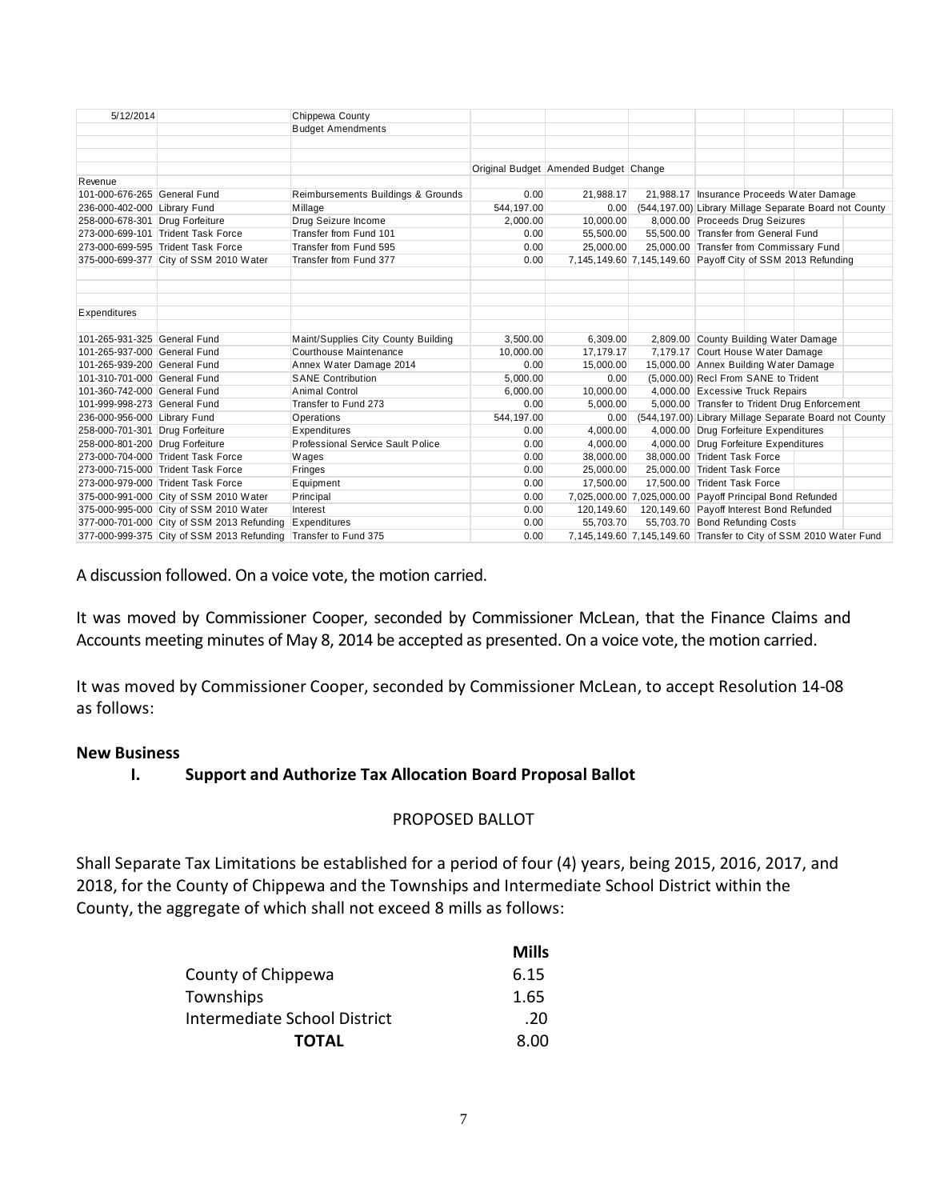| 5/12/2014 | | Chippewa County | | | | |
|---|---|---|---|---|---|---|
| | | Budget Amendments | | | | |
| | | | Original Budget | Amended Budget | Change | |
| Revenue | | | | | | |
| 101-000-676-265 | General Fund | Reimbursements Buildings & Grounds | 0.00 | 21,988.17 | 21,988.17 | Insurance Proceeds Water Damage |
| 236-000-402-000 | Library Fund | Millage | 544,197.00 | 0.00 | (544,197.00) | Library Millage Separate Board not County |
| 258-000-678-301 | Drug Forfeiture | Drug Seizure Income | 2,000.00 | 10,000.00 | 8,000.00 | Proceeds Drug Seizures |
| 273-000-699-101 | Trident Task Force | Transfer from Fund 101 | 0.00 | 55,500.00 | 55,500.00 | Transfer from General Fund |
| 273-000-699-595 | Trident Task Force | Transfer from Fund 595 | 0.00 | 25,000.00 | 25,000.00 | Transfer from Commissary Fund |
| 375-000-699-377 | City of SSM 2010 Water | Transfer from Fund 377 | 0.00 | 7,145,149.60 | 7,145,149.60 | Payoff City of SSM 2013 Refunding |
| Expenditures | | | | | | |
| 101-265-931-325 | General Fund | Maint/Supplies City County Building | 3,500.00 | 6,309.00 | 2,809.00 | County Building Water Damage |
| 101-265-937-000 | General Fund | Courthouse Maintenance | 10,000.00 | 17,179.17 | 7,179.17 | Court House Water Damage |
| 101-265-939-200 | General Fund | Annex Water Damage 2014 | 0.00 | 15,000.00 | 15,000.00 | Annex Building Water Damage |
| 101-310-701-000 | General Fund | SANE Contribution | 5,000.00 | 0.00 | (5,000.00) | Recl From SANE to Trident |
| 101-360-742-000 | General Fund | Animal Control | 6,000.00 | 10,000.00 | 4,000.00 | Excessive Truck Repairs |
| 101-999-998-273 | General Fund | Transfer to Fund 273 | 0.00 | 5,000.00 | 5,000.00 | Transfer to Trident Drug Enforcement |
| 236-000-956-000 | Library Fund | Operations | 544,197.00 | 0.00 | (544,197.00) | Library Millage Separate Board not County |
| 258-000-701-301 | Drug Forfeiture | Expenditures | 0.00 | 4,000.00 | 4,000.00 | Drug Forfeiture Expenditures |
| 258-000-801-200 | Drug Forfeiture | Professional Service Sault Police | 0.00 | 4,000.00 | 4,000.00 | Drug Forfeiture Expenditures |
| 273-000-704-000 | Trident Task Force | Wages | 0.00 | 38,000.00 | 38,000.00 | Trident Task Force |
| 273-000-715-000 | Trident Task Force | Fringes | 0.00 | 25,000.00 | 25,000.00 | Trident Task Force |
| 273-000-979-000 | Trident Task Force | Equipment | 0.00 | 17,500.00 | 17,500.00 | Trident Task Force |
| 375-000-991-000 | City of SSM 2010 Water | Principal | 0.00 | 7,025,000.00 | 7,025,000.00 | Payoff Principal Bond Refunded |
| 375-000-995-000 | City of SSM 2010 Water | Interest | 0.00 | 120,149.60 | 120,149.60 | Payoff Interest Bond Refunded |
| 377-000-701-000 | City of SSM 2013 Refunding | Expenditures | 0.00 | 55,703.70 | 55,703.70 | Bond Refunding Costs |
| 377-000-999-375 | City of SSM 2013 Refunding | Transfer to Fund 375 | 0.00 | 7,145,149.60 | 7,145,149.60 | Transfer to City of SSM 2010 Water Fund |

A discussion followed. On a voice vote, the motion carried.

It was moved by Commissioner Cooper, seconded by Commissioner McLean, that the Finance Claims and Accounts meeting minutes of May 8, 2014 be accepted as presented. On a voice vote, the motion carried.

It was moved by Commissioner Cooper, seconded by Commissioner McLean, to accept Resolution 14-08 as follows:

## New Business

### I. Support and Authorize Tax Allocation Board Proposal Ballot

PROPOSED BALLOT

Shall Separate Tax Limitations be established for a period of four (4) years, being 2015, 2016, 2017, and 2018, for the County of Chippewa and the Townships and Intermediate School District within the County, the aggregate of which shall not exceed 8 mills as follows:

| | **Mills** |
|---|---|
| County of Chippewa | 6.15 |
| Townships | 1.65 |
| Intermediate School District | .20 |
| **TOTAL** | 8.00 |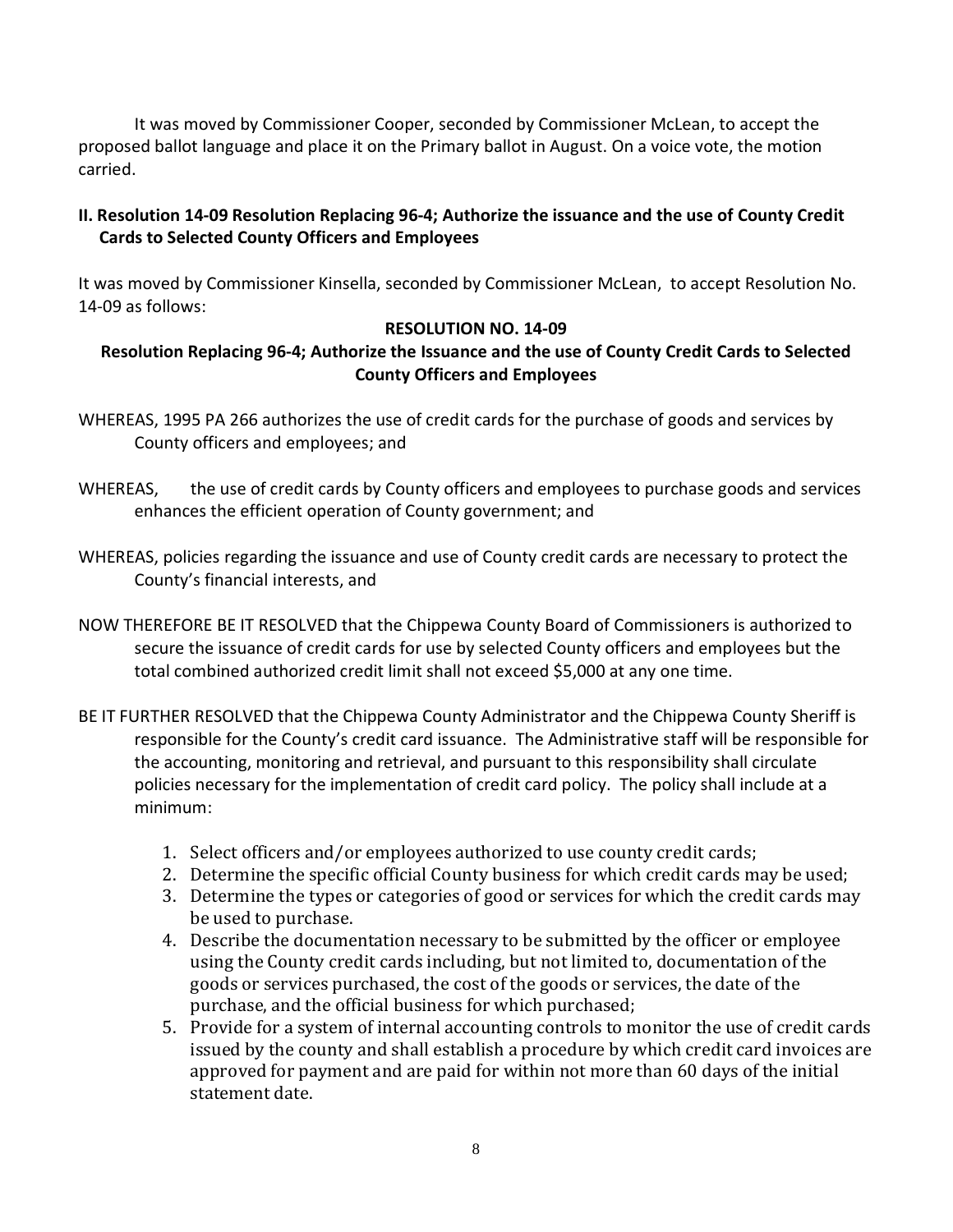It was moved by Commissioner Cooper, seconded by Commissioner McLean, to accept the proposed ballot language and place it on the Primary ballot in August. On a voice vote, the motion carried.

## II. Resolution 14-09 Resolution Replacing 96-4; Authorize the issuance and the use of County Credit Cards to Selected County Officers and Employees

It was moved by Commissioner Kinsella, seconded by Commissioner McLean, to accept Resolution No. 14-09 as follows:

**RESOLUTION NO. 14-09**

**Resolution Replacing 96-4; Authorize the Issuance and the use of County Credit Cards to Selected County Officers and Employees**

WHEREAS, 1995 PA 266 authorizes the use of credit cards for the purchase of goods and services by County officers and employees; and

WHEREAS, the use of credit cards by County officers and employees to purchase goods and services enhances the efficient operation of County government; and

WHEREAS, policies regarding the issuance and use of County credit cards are necessary to protect the County's financial interests, and

NOW THEREFORE BE IT RESOLVED that the Chippewa County Board of Commissioners is authorized to secure the issuance of credit cards for use by selected County officers and employees but the total combined authorized credit limit shall not exceed $5,000 at any one time.

BE IT FURTHER RESOLVED that the Chippewa County Administrator and the Chippewa County Sheriff is responsible for the County's credit card issuance. The Administrative staff will be responsible for the accounting, monitoring and retrieval, and pursuant to this responsibility shall circulate policies necessary for the implementation of credit card policy. The policy shall include at a minimum:

1. Select officers and/or employees authorized to use county credit cards;
2. Determine the specific official County business for which credit cards may be used;
3. Determine the types or categories of good or services for which the credit cards may be used to purchase.
4. Describe the documentation necessary to be submitted by the officer or employee using the County credit cards including, but not limited to, documentation of the goods or services purchased, the cost of the goods or services, the date of the purchase, and the official business for which purchased;
5. Provide for a system of internal accounting controls to monitor the use of credit cards issued by the county and shall establish a procedure by which credit card invoices are approved for payment and are paid for within not more than 60 days of the initial statement date.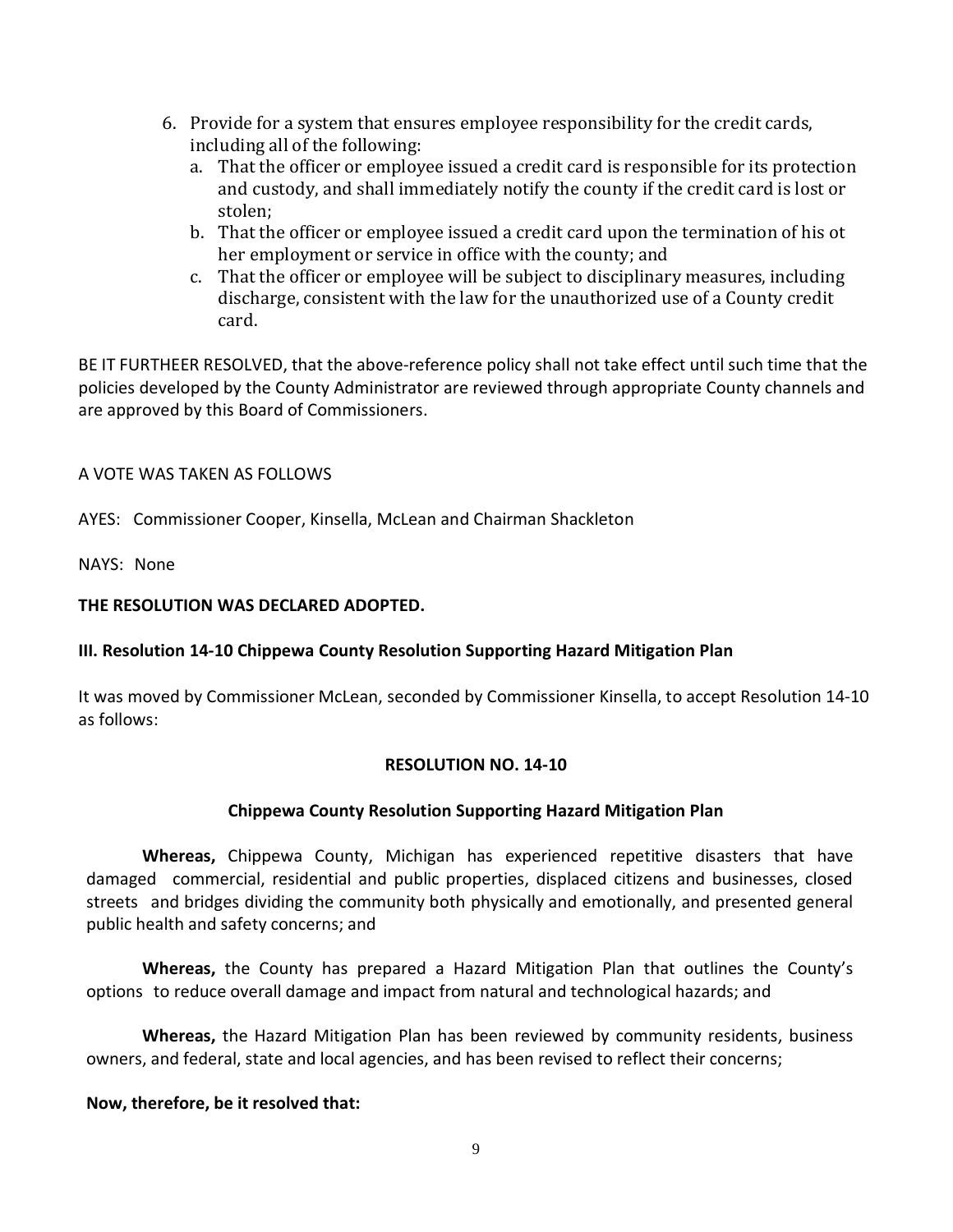6. Provide for a system that ensures employee responsibility for the credit cards, including all of the following:
   a. That the officer or employee issued a credit card is responsible for its protection and custody, and shall immediately notify the county if the credit card is lost or stolen;
   b. That the officer or employee issued a credit card upon the termination of his ot her employment or service in office with the county; and
   c. That the officer or employee will be subject to disciplinary measures, including discharge, consistent with the law for the unauthorized use of a County credit card.

BE IT FURTHEER RESOLVED, that the above-reference policy shall not take effect until such time that the policies developed by the County Administrator are reviewed through appropriate County channels and are approved by this Board of Commissioners.

A VOTE WAS TAKEN AS FOLLOWS

AYES: Commissioner Cooper, Kinsella, McLean and Chairman Shackleton

NAYS: None

**THE RESOLUTION WAS DECLARED ADOPTED.**

**III. Resolution 14-10 Chippewa County Resolution Supporting Hazard Mitigation Plan**

It was moved by Commissioner McLean, seconded by Commissioner Kinsella, to accept Resolution 14-10 as follows:

**RESOLUTION NO. 14-10**

**Chippewa County Resolution Supporting Hazard Mitigation Plan**

**Whereas,** Chippewa County, Michigan has experienced repetitive disasters that have damaged commercial, residential and public properties, displaced citizens and businesses, closed streets and bridges dividing the community both physically and emotionally, and presented general public health and safety concerns; and

**Whereas,** the County has prepared a Hazard Mitigation Plan that outlines the County's options to reduce overall damage and impact from natural and technological hazards; and

**Whereas,** the Hazard Mitigation Plan has been reviewed by community residents, business owners, and federal, state and local agencies, and has been revised to reflect their concerns;

**Now, therefore, be it resolved that:**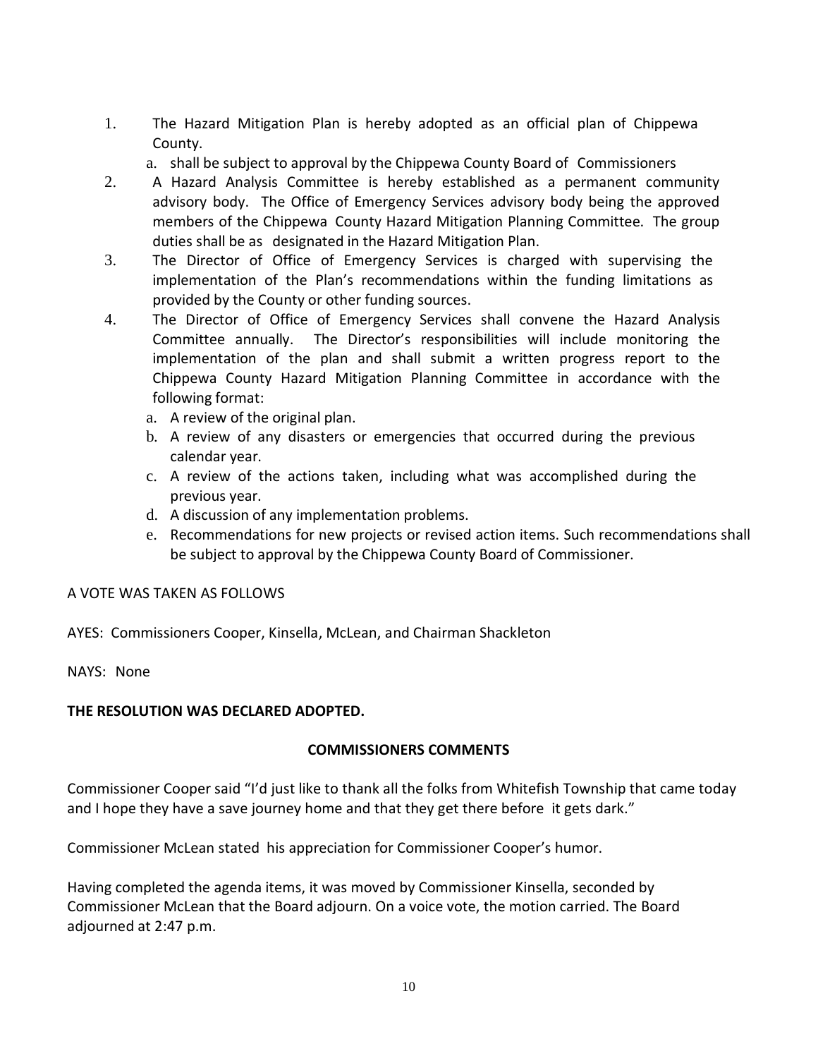1. The Hazard Mitigation Plan is hereby adopted as an official plan of Chippewa County.
   a. shall be subject to approval by the Chippewa County Board of Commissioners
2. A Hazard Analysis Committee is hereby established as a permanent community advisory body. The Office of Emergency Services advisory body being the approved members of the Chippewa County Hazard Mitigation Planning Committee. The group duties shall be as designated in the Hazard Mitigation Plan.
3. The Director of Office of Emergency Services is charged with supervising the implementation of the Plan's recommendations within the funding limitations as provided by the County or other funding sources.
4. The Director of Office of Emergency Services shall convene the Hazard Analysis Committee annually. The Director's responsibilities will include monitoring the implementation of the plan and shall submit a written progress report to the Chippewa County Hazard Mitigation Planning Committee in accordance with the following format:
   a. A review of the original plan.
   b. A review of any disasters or emergencies that occurred during the previous calendar year.
   c. A review of the actions taken, including what was accomplished during the previous year.
   d. A discussion of any implementation problems.
   e. Recommendations for new projects or revised action items. Such recommendations shall be subject to approval by the Chippewa County Board of Commissioner.

A VOTE WAS TAKEN AS FOLLOWS

AYES: Commissioners Cooper, Kinsella, McLean, and Chairman Shackleton

NAYS: None

**THE RESOLUTION WAS DECLARED ADOPTED.**

**COMMISSIONERS COMMENTS**

Commissioner Cooper said "I'd just like to thank all the folks from Whitefish Township that came today and I hope they have a save journey home and that they get there before it gets dark."

Commissioner McLean stated his appreciation for Commissioner Cooper's humor.

Having completed the agenda items, it was moved by Commissioner Kinsella, seconded by Commissioner McLean that the Board adjourn. On a voice vote, the motion carried. The Board adjourned at 2:47 p.m.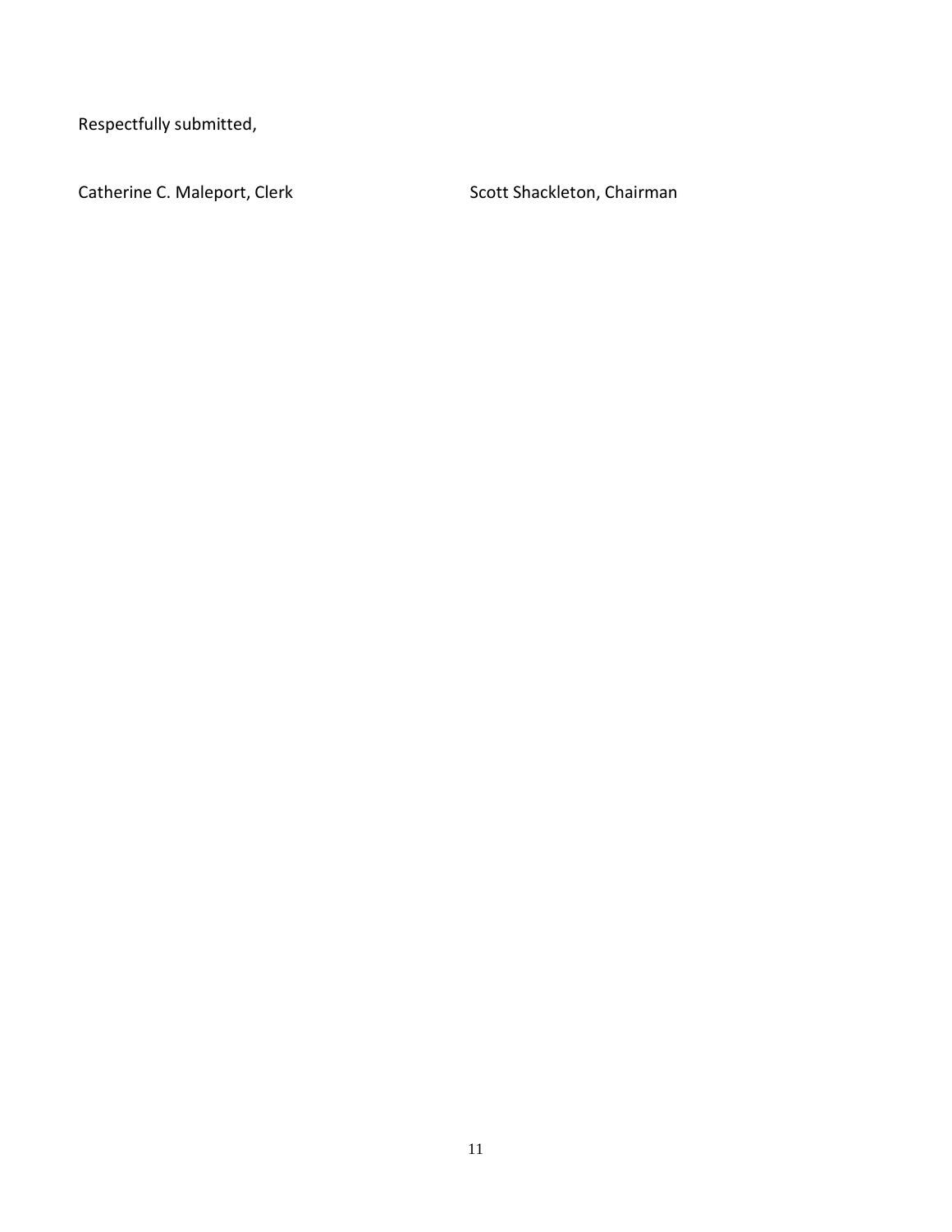Respectfully submitted,

Catherine C. Maleport, Clerk                    Scott Shackleton, Chairman